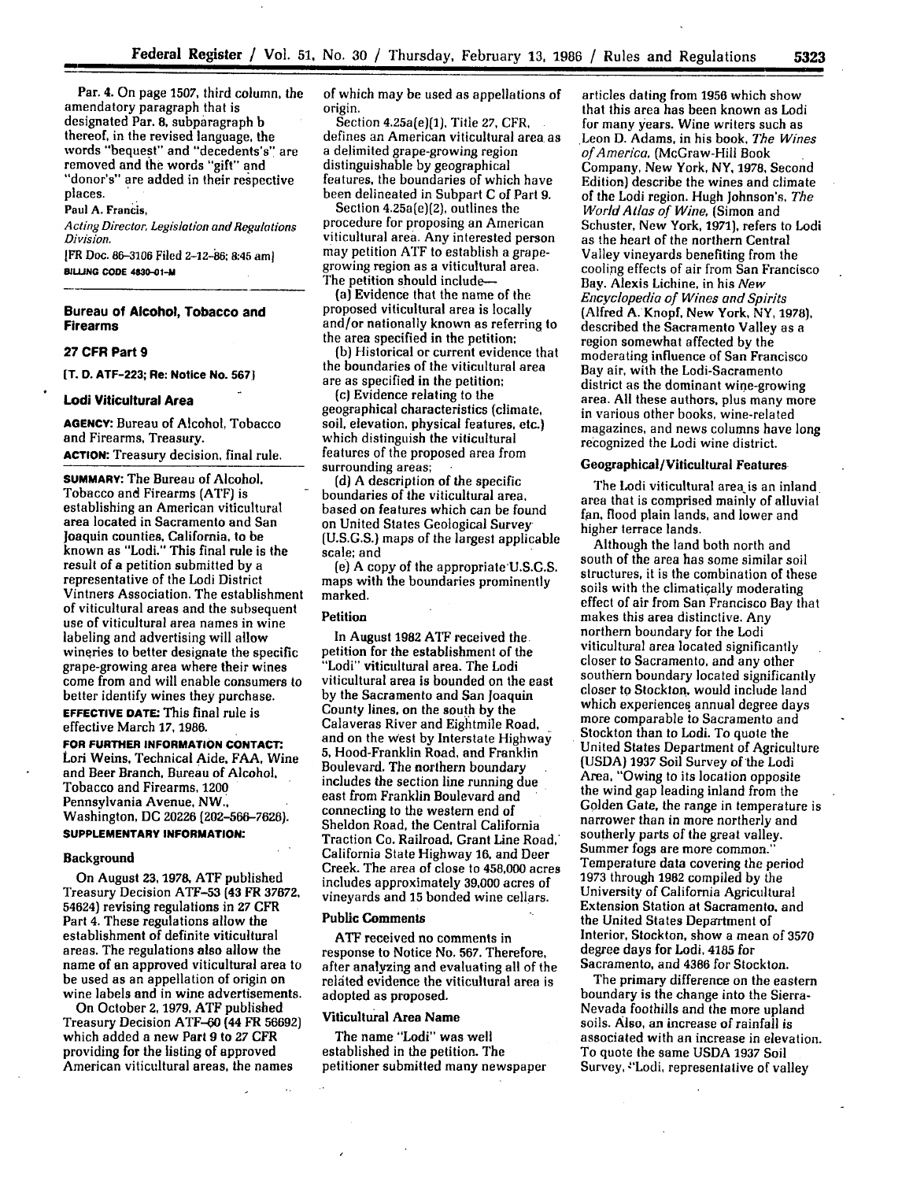Par. 4. On page 1507, third column, the amendatory paragraph that is designated Par. 8, subparagraph b thereof, in the revised language, the words "bequest" and "decedents's" are removed and the words "gift" and "donor's" are added in their respective places.

Paul A. Francis,

*Acting Director, Legislation and Regulations Division.*

[FR Doc. 86-3106 Filed 2-12-86; 8:45 am]

BILLING CODE 4830-01-M

## Bureau of Alcohol, Tobacco and Firearms

## 27 CFR Part 9

[T. D. ATF-223; Re: Notice No. 567]

## Lodi Viticultural Area

**AGENCY:** Bureau of Alcohol, Tobacco and Firearms, Treasury.

**ACTION:** Treasury decision, final rule.

**SUMMARY:** The Bureau of Alcohol, Tobacco and Firearms (ATF) is establishing an American viticultural area located in Sacramento and San Joaquin counties, California, to be known as "Lodi." This final rule is the result of a petition submitted by a representative of the Lodi District Vintners Association. The establishment of viticultural areas and the subsequent use of viticultural area names in wine labeling and advertising will allow wineries to better designate the specific grape-growing area where their wines come from and will enable consumers to better identify wines they purchase.

**EFFECTIVE DATE:** This final rule is effective March 17, 1986.

**FOR FURTHER INFORMATION CONTACT:** Lori Weins, Technical Aide, FAA, Wine and Beer Branch, Bureau of Alcohol, Tobacco and Firearms, 1200 Pennsylvania Avenue, NW., Washington, DC 20226 (202-566-7626).

**SUPPLEMENTARY INFORMATION:**

### Background

On August 23, 1978, ATF published Treasury Decision ATF-53 (43 FR 37672, 54624) revising regulations in 27 CFR Part 4. These regulations allow the establishment of definite viticultural areas. The regulations also allow the name of an approved viticultural area to be used as an appellation of origin on wine labels and in wine advertisements.

On October 2, 1979, ATF published Treasury Decision ATF-60 (44 FR 56692) which added a new Part 9 to 27 CFR providing for the listing of approved American viticultural areas, the names of which may be used as appellations of origin.

Section 4.25a(e)(1), Title 27, CFR, defines an American viticultural area as a delimited grape-growing region distinguishable by geographical features, the boundaries of which have been delineated in Subpart C of Part 9.

Section 4.25a(e)(2), outlines the procedure for proposing an American viticultural area. Any interested person may petition ATF to establish a grape-growing region as a viticultural area. The petition should include—

(a) Evidence that the name of the proposed viticultural area is locally and/or nationally known as referring to the area specified in the petition;

(b) Historical or current evidence that the boundaries of the viticultural area are as specified in the petition;

(c) Evidence relating to the geographical characteristics (climate, soil, elevation, physical features, etc.) which distinguish the viticultural features of the proposed area from surrounding areas;

(d) A description of the specific boundaries of the viticultural area, based on features which can be found on United States Geological Survey (U.S.G.S.) maps of the largest applicable scale; and

(e) A copy of the appropriate U.S.G.S. maps with the boundaries prominently marked.

### Petition

In August 1982 ATF received the petition for the establishment of the "Lodi" viticultural area. The Lodi viticultural area is bounded on the east by the Sacramento and San Joaquin County lines, on the south by the Calaveras River and Eightmile Road, and on the west by Interstate Highway 5, Hood-Franklin Road, and Franklin Boulevard. The northern boundary includes the section line running due east from Franklin Boulevard and connecting to the western end of Sheldon Road, the Central California Traction Co. Railroad, Grant Line Road, California State Highway 16, and Deer Creek. The area of close to 458,000 acres includes approximately 39,000 acres of vineyards and 15 bonded wine cellars.

### Public Comments

ATF received no comments in response to Notice No. 567. Therefore, after analyzing and evaluating all of the related evidence the viticultural area is adopted as proposed.

### Viticultural Area Name

The name "Lodi" was well established in the petition. The petitioner submitted many newspaper articles dating from 1956 which show that this area has been known as Lodi for many years. Wine writers such as Leon D. Adams, in his book, *The Wines of America*, (McGraw-Hill Book Company, New York, NY, 1978, Second Edition) describe the wines and climate of the Lodi region. Hugh Johnson's, *The World Atlas of Wine*, (Simon and Schuster, New York, 1971), refers to Lodi as the heart of the northern Central Valley vineyards benefiting from the cooling effects of air from San Francisco Bay. Alexis Lichine, in his *New Encyclopedia of Wines and Spirits* (Alfred A. Knopf, New York, NY, 1978), described the Sacramento Valley as a region somewhat affected by the moderating influence of San Francisco Bay air, with the Lodi-Sacramento district as the dominant wine-growing area. All these authors, plus many more in various other books, wine-related magazines, and news columns have long recognized the Lodi wine district.

### Geographical/Viticultural Features

The Lodi viticultural area is an inland area that is comprised mainly of alluvial fan, flood plain lands, and lower and higher terrace lands.

Although the land both north and south of the area has some similar soil structures, it is the combination of these soils with the climatically moderating effect of air from San Francisco Bay that makes this area distinctive. Any northern boundary for the Lodi viticultural area located significantly closer to Sacramento, and any other southern boundary located significantly closer to Stockton, would include land which experiences annual degree days more comparable to Sacramento and Stockton than to Lodi. To quote the United States Department of Agriculture (USDA) 1937 Soil Survey of the Lodi Area, "Owing to its location opposite the wind gap leading inland from the Golden Gate, the range in temperature is narrower than in more northerly and southerly parts of the great valley. Summer fogs are more common." Temperature data covering the period 1973 through 1982 compiled by the University of California Agricultural Extension Station at Sacramento, and the United States Department of Interior, Stockton, show a mean of 3570 degree days for Lodi, 4185 for Sacramento, and 4386 for Stockton.

The primary difference on the eastern boundary is the change into the Sierra-Nevada foothills and the more upland soils. Also, an increase of rainfall is associated with an increase in elevation. To quote the same USDA 1937 Soil Survey, "Lodi, representative of valley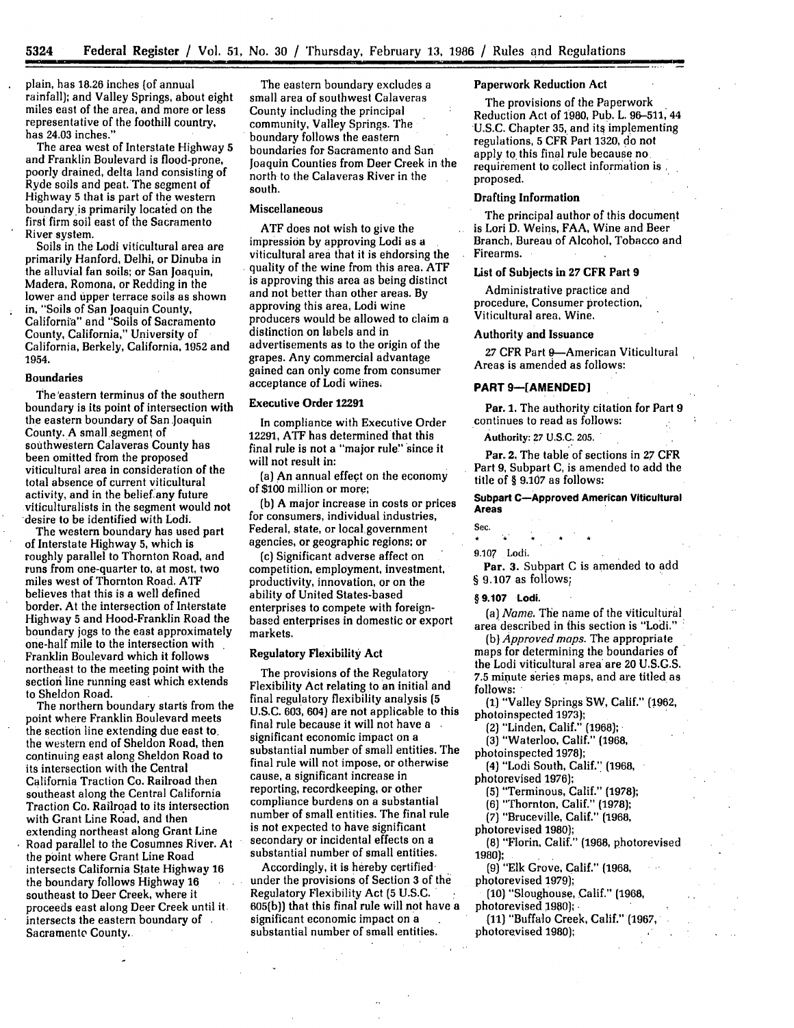plain, has 18.26 inches (of annual rainfall); and Valley Springs, about eight miles east of the area, and more or less representative of the foothill country, has 24.03 inches."

The area west of Interstate Highway 5 and Franklin Boulevard is flood-prone, poorly drained, delta land consisting of Ryde soils and peat. The segment of Highway 5 that is part of the western boundary is primarily located on the first firm soil east of the Sacramento River system.

Soils in the Lodi viticultural area are primarily Hanford, Delhi, or Dinuba in the alluvial fan soils; or San Joaquin, Madera, Romona, or Redding in the lower and upper terrace soils as shown in, "Soils of San Joaquin County, California" and "Soils of Sacramento County, California," University of California, Berkely, California, 1952 and 1954.

### Boundaries

The eastern terminus of the southern boundary is its point of intersection with the eastern boundary of San Joaquin County. A small segment of southwestern Calaveras County has been omitted from the proposed viticultural area in consideration of the total absence of current viticultural activity, and in the belief any future viticulturalists in the segment would not desire to be identified with Lodi.

The western boundary has used part of Interstate Highway 5, which is roughly parallel to Thornton Road, and runs from one-quarter to, at most, two miles west of Thornton Road. ATF believes that this is a well defined border. At the intersection of Interstate Highway 5 and Hood-Franklin Road the boundary jogs to the east approximately one-half mile to the intersection with Franklin Boulevard which it follows northeast to the meeting point with the section line running east which extends to Sheldon Road.

The northern boundary starts from the point where Franklin Boulevard meets the section line extending due east to the western end of Sheldon Road, then continuing east along Sheldon Road to its intersection with the Central California Traction Co. Railroad then southeast along the Central California Traction Co. Railroad to its intersection with Grant Line Road, and then extending northeast along Grant Line Road parallel to the Cosumnes River. At the point where Grant Line Road intersects California State Highway 16 the boundary follows Highway 16 southeast to Deer Creek, where it proceeds east along Deer Creek until it intersects the eastern boundary of Sacramento County.

The eastern boundary excludes a small area of southwest Calaveras County including the principal community, Valley Springs. The boundary follows the eastern boundaries for Sacramento and San Joaquin Counties from Deer Creek in the north to the Calaveras River in the south.

### Miscellaneous

ATF does not wish to give the impression by approving Lodi as a viticultural area that it is endorsing the quality of the wine from this area. ATF is approving this area as being distinct and not better than other areas. By approving this area, Lodi wine producers would be allowed to claim a distinction on labels and in advertisements as to the origin of the grapes. Any commercial advantage gained can only come from consumer acceptance of Lodi wines.

### Executive Order 12291

In compliance with Executive Order 12291, ATF has determined that this final rule is not a "major rule" since it will not result in:

(a) An annual effect on the economy of $100 million or more;

(b) A major increase in costs or prices for consumers, individual industries, Federal, state, or local government agencies, or geographic regions; or

(c) Significant adverse affect on competition, employment, investment, productivity, innovation, or on the ability of United States-based enterprises to compete with foreign-based enterprises in domestic or export markets.

### Regulatory Flexibility Act

The provisions of the Regulatory Flexibility Act relating to an initial and final regulatory flexibility analysis (5 U.S.C. 603, 604) are not applicable to this final rule because it will not have a significant economic impact on a substantial number of small entities. The final rule will not impose, or otherwise cause, a significant increase in reporting, recordkeeping, or other compliance burdens on a substantial number of small entities. The final rule is not expected to have significant secondary or incidental effects on a substantial number of small entities.

Accordingly, it is hereby certified under the provisions of Section 3 of the Regulatory Flexibility Act (5 U.S.C. 605(b)) that this final rule will not have a significant economic impact on a substantial number of small entities.

### Paperwork Reduction Act

The provisions of the Paperwork Reduction Act of 1980, Pub. L. 96-511, 44 U.S.C. Chapter 35, and its implementing regulations, 5 CFR Part 1320, do not apply to this final rule because no requirement to collect information is proposed.

### Drafting Information

The principal author of this document is Lori D. Weins, FAA, Wine and Beer Branch, Bureau of Alcohol, Tobacco and Firearms.

### List of Subjects in 27 CFR Part 9

Administrative practice and procedure, Consumer protection, Viticultural area, Wine.

### Authority and Issuance

27 CFR Part 9—American Viticultural Areas is amended as follows:

## PART 9—[AMENDED]

Par. 1. The authority citation for Part 9 continues to read as follows:

Authority: 27 U.S.C. 205.

Par. 2. The table of sections in 27 CFR Part 9, Subpart C, is amended to add the title of § 9.107 as follows:

#### Subpart C—Approved American Viticultural Areas

Sec.

\* \* \* \* \*

9.107 Lodi.

Par. 3. Subpart C is amended to add § 9.107 as follows;

#### § 9.107 Lodi.

(a) *Name.* The name of the viticultural area described in this section is "Lodi."

(b) *Approved maps.* The appropriate maps for determining the boundaries of the Lodi viticultural area are 20 U.S.G.S. 7.5 minute series maps, and are titled as follows:

(1) "Valley Springs SW, Calif." (1962, photoinspected 1973);

(2) "Linden, Calif." (1968);

(3) "Waterloo, Calif." (1968, photoinspected 1978);

(4) "Lodi South, Calif." (1968, photorevised 1976);

(5) "Terminous, Calif." (1978);

(6) "Thornton, Calif." (1978);

(7) "Bruceville, Calif." (1968, photorevised 1980);

(8) "Florin, Calif." (1968, photorevised 1980);

(9) "Elk Grove, Calif." (1968, photorevised 1979);

(10) "Sloughouse, Calif." (1968, photorevised 1980);

(11) "Buffalo Creek, Calif." (1967, photorevised 1980);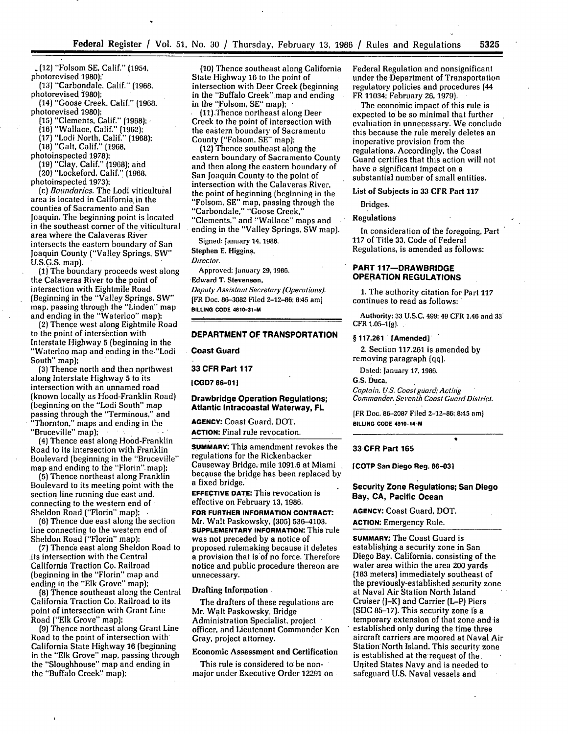(12) "Folsom SE, Calif." (1954, photorevised 1980);

(13) "Carbondale, Calif." (1968, photorevised 1980);

(14) "Goose Creek, Calif." (1968, photorevised 1980);

(15) "Clements, Calif." (1968);

(16) "Wallace, Calif." (1962);

(17) "Lodi North, Calif." (1968);

(18) "Galt, Calif." (1968, photoinspected 1978);

(19) "Clay, Calif." (1968); and

(20) "Lockeford, Calif." (1968, photoinspected 1973);

(c) *Boundaries.* The Lodi viticultural area is located in California in the counties of Sacramento and San Joaquin. The beginning point is located in the southeast corner of the viticultural area where the Calaveras River intersects the eastern boundary of San Joaquin County ("Valley Springs, SW" U.S.G.S. map).

(1) The boundary proceeds west along the Calaveras River to the point of intersection with Eightmile Road (Beginning in the "Valley Springs, SW" map, passing through the "Linden" map and ending in the "Waterloo" map);

(2) Thence west along Eightmile Road to the point of intersection with Interstate Highway 5 (beginning in the "Waterloo map and ending in the "Lodi South" map);

(3) Thence north and then northwest along Interstate Highway 5 to its intersection with an unnamed road (known locally as Hood-Franklin Road) (beginning on the "Lodi South" map passing through the "Terminous," and "Thornton," maps and ending in the "Bruceville" map);

(4) Thence east along Hood-Franklin Road to its intersection with Franklin Boulevard (beginning in the "Bruceville" map and ending to the "Florin" map);

(5) Thence northeast along Franklin Boulevard to its meeting point with the section line running due east and connecting to the western end of Sheldon Road ("Florin" map);

(6) Thence due east along the section line connecting to the western end of Sheldon Road ("Florin" map);

(7) Thence east along Sheldon Road to its intersection with the Central California Traction Co. Railroad (beginning in the "Florin" map and ending in the "Elk Grove" map);

(8) Thence southeast along the Central California Traction Co. Railroad to its point of intersection with Grant Line Road ("Elk Grove" map);

(9) Thence northeast along Grant Line Road to the point of intersection with California State Highway 16 (beginning in the "Elk Grove" map, passing through the "Sloughhouse" map and ending in the "Buffalo Creek" map);

(10) Thence southeast along California State Highway 16 to the point of intersection with Deer Creek (beginning in the "Buffalo Creek" map and ending in the "Folsom, SE" map);

(11) Thence northeast along Deer Creek to the point of intersection with the eastern boundary of Sacramento County ("Folsom, SE" map);

(12) Thence southeast along the eastern boundary of Sacramento County and then along the eastern boundary of San Joaquin County to the point of intersection with the Calaveras River, the point of beginning (beginning in the "Folsom, SE" map, passing through the "Carbondale," "Goose Creek," "Clements," and "Wallace" maps and ending in the "Valley Springs, SW map).

Signed: January 14, 1986.

Stephen E. Higgins,

*Director.*

Approved: January 29, 1986.

Edward T. Stevenson,

*Deputy Assistant Secretary (Operations).*

[FR Doc. 86-3082 Filed 2-12-86; 8:45 am]

BILLING CODE 4810-31-M

## DEPARTMENT OF TRANSPORTATION

### Coast Guard

### 33 CFR Part 117

[CGD7 86-01]

### Drawbridge Operation Regulations; Atlantic Intracoastal Waterway, FL

**AGENCY:** Coast Guard, DOT.

**ACTION:** Final rule revocation.

**SUMMARY:** This amendment revokes the regulations for the Rickenbacker Causeway Bridge, mile 1091.6 at Miami because the bridge has been replaced by a fixed bridge.

**EFFECTIVE DATE:** This revocation is effective on February 13, 1986.

**FOR FURTHER INFORMATION CONTRACT:** Mr. Walt Paskowsky, (305) 536-4103.

**SUPPLEMENTARY INFORMATION:** This rule was not preceded by a notice of proposed rulemaking because it deletes a provision that is of no force. Therefore notice and public procedure thereon are unnecessary.

#### Drafting Information

The drafters of these regulations are Mr. Walt Paskowsky, Bridge Administration Specialist, project officer, and Lieutenant Commander Ken Gray, project attorney.

#### Economic Assessment and Certification

This rule is considered to be non-major under Executive Order 12291 on Federal Regulation and nonsignificant under the Department of Transportation regulatory policies and procedures (44 FR 11034; February 26, 1979).

The economic impact of this rule is expected to be so minimal that further evaluation in unnecessary. We conclude this because the rule merely deletes an inoperative provision from the regulations. Accordingly, the Coast Guard certifies that this action will not have a significant impact on a substantial number of small entities.

#### List of Subjects in 33 CFR Part 117

Bridges.

#### Regulations

In consideration of the foregoing, Part 117 of Title 33, Code of Federal Regulations, is amended as follows:

### PART 117—DRAWBRIDGE OPERATION REGULATIONS

1. The authority citation for Part 117 continues to read as follows:

Authority: 33 U.S.C. 499; 49 CFR 1.46 and 33 CFR 1.05-1(g).

#### § 117.261 [Amended]

2. Section 117.261 is amended by removing paragraph (qq).

Dated: January 17, 1986.

G.S. Duca,

*Captain, U.S. Coast guard; Acting Commander, Seventh Coast Guard District.*

[FR Doc. 86-2087 Filed 2-12-86; 8:45 am]

BILLING CODE 4910-14-M

### 33 CFR Part 165

[COTP San Diego Reg. 86-03]

### Security Zone Regulations; San Diego Bay, CA, Pacific Ocean

**AGENCY:** Coast Guard, DOT.

**ACTION:** Emergency Rule.

**SUMMARY:** The Coast Guard is establishing a security zone in San Diego Bay, California, consisting of the water area within the area 200 yards (183 meters) immediately southeast of the previously-established security zone at Naval Air Station North Island Cruiser (J-K) and Carrier (L-P) Piers (SDC 85-17). This security zone is a temporary extension of that zone and is established only during the time three aircraft carriers are moored at Naval Air Station North Island. This security zone is established at the request of the United States Navy and is needed to safeguard U.S. Naval vessels and